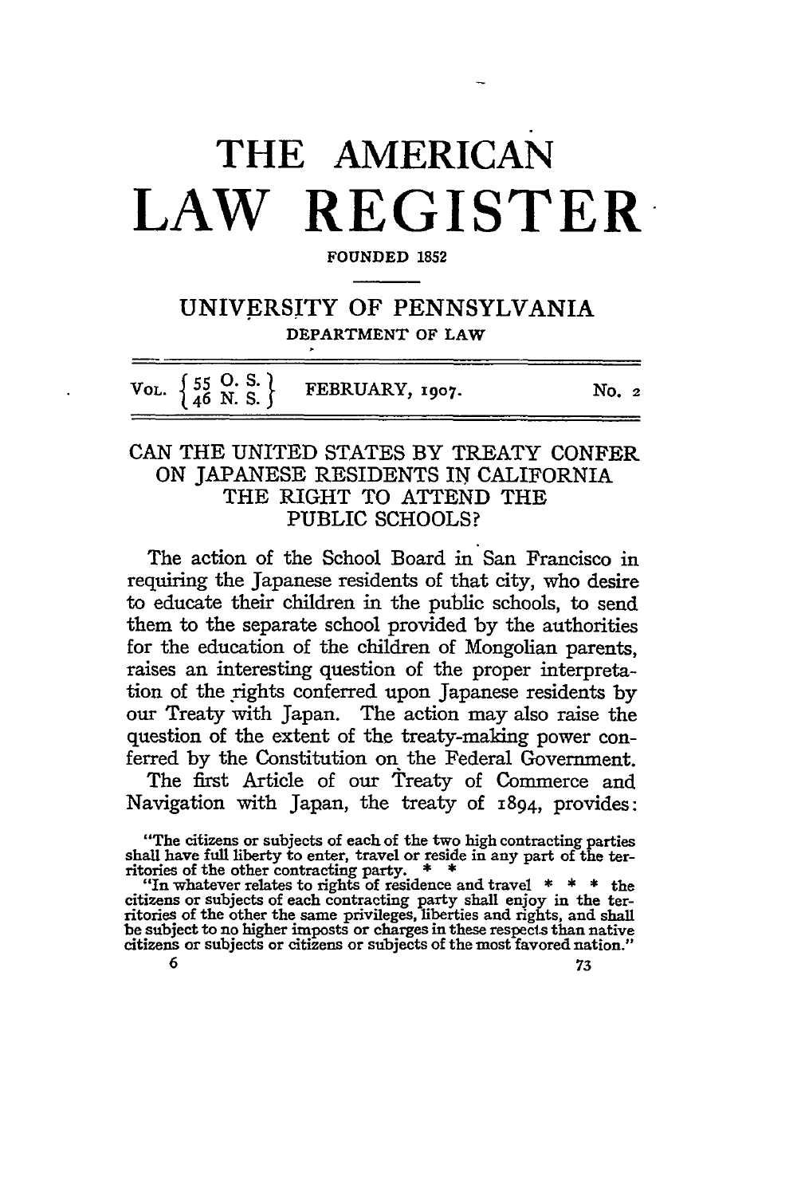# THE AMERICAN LAW REGISTER

FOUNDED 1852

## UNIVERSITY OF PENNSYLVANIA

DEPARTMENT OF LAW

VOL. {55 O. S. / 46 N. S.} FEBRUARY, 1907. No. 2

## CAN THE UNITED STATES BY TREATY CONFER ON JAPANESE RESIDENTS IN CALIFORNIA THE RIGHT TO ATTEND THE PUBLIC SCHOOLS?

The action of the School Board in San Francisco in requiring the Japanese residents of that city, who desire to educate their children in the public schools, to send them to the separate school provided by the authorities for the education of the children of Mongolian parents, raises an interesting question of the proper interpretation of the rights conferred upon Japanese residents by our Treaty with Japan. The action may also raise the question of the extent of the treaty-making power conferred by the Constitution on the Federal Government.

The first Article of our Treaty of Commerce and Navigation with Japan, the treaty of 1894, provides:

"The citizens or subjects of each of the two high contracting parties shall have full liberty to enter, travel or reside in any part of the territories of the other contracting party. * *

"In whatever relates to rights of residence and travel * * * the citizens or subjects of each contracting party shall enjoy in the territories of the other the same privileges, liberties and rights, and shall be subject to no higher imposts or charges in these respects than native citizens or subjects or citizens or subjects of the most favored nation."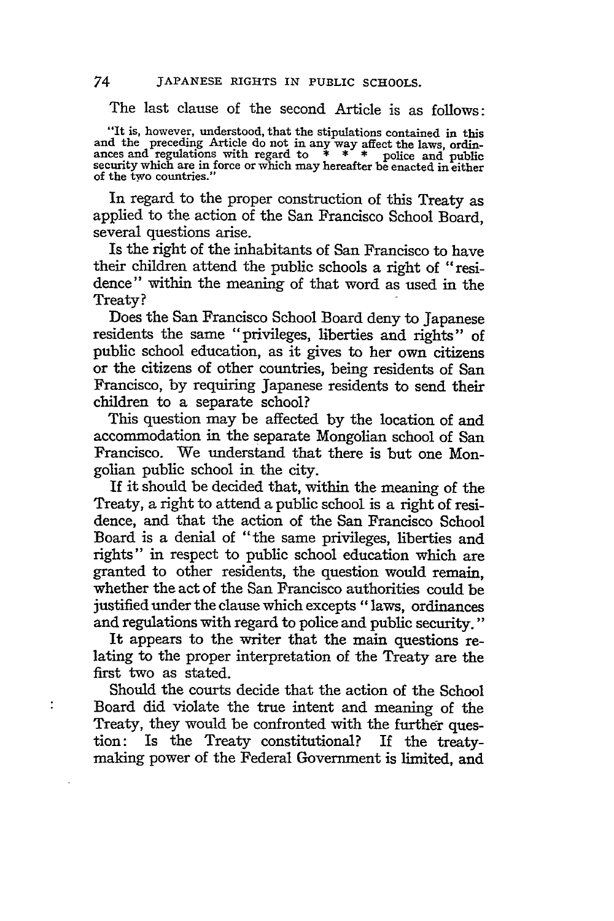The last clause of the second Article is as follows:

> "It is, however, understood, that the stipulations contained in this and the preceding Article do not in any way affect the laws, ordinances and regulations with regard to * * * police and public security which are in force or which may hereafter be enacted in either of the two countries."

In regard to the proper construction of this Treaty as applied to the action of the San Francisco School Board, several questions arise.

Is the right of the inhabitants of San Francisco to have their children attend the public schools a right of "residence" within the meaning of that word as used in the Treaty?

Does the San Francisco School Board deny to Japanese residents the same "privileges, liberties and rights" of public school education, as it gives to her own citizens or the citizens of other countries, being residents of San Francisco, by requiring Japanese residents to send their children to a separate school?

This question may be affected by the location of and accommodation in the separate Mongolian school of San Francisco. We understand that there is but one Mongolian public school in the city.

If it should be decided that, within the meaning of the Treaty, a right to attend a public school is a right of residence, and that the action of the San Francisco School Board is a denial of "the same privileges, liberties and rights" in respect to public school education which are granted to other residents, the question would remain, whether the act of the San Francisco authorities could be justified under the clause which excepts "laws, ordinances and regulations with regard to police and public security."

It appears to the writer that the main questions relating to the proper interpretation of the Treaty are the first two as stated.

Should the courts decide that the action of the School Board did violate the true intent and meaning of the Treaty, they would be confronted with the further question: Is the Treaty constitutional? If the treaty-making power of the Federal Government is limited, and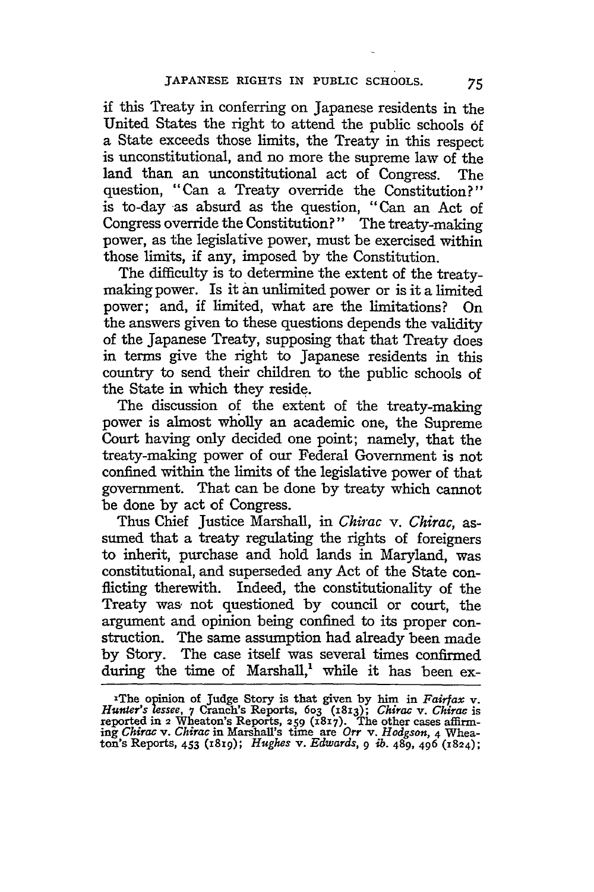if this Treaty in conferring on Japanese residents in the United States the right to attend the public schools of a State exceeds those limits, the Treaty in this respect is unconstitutional, and no more the supreme law of the land than an unconstitutional act of Congress. The question, "Can a Treaty override the Constitution?" is to-day as absurd as the question, "Can an Act of Congress override the Constitution?" The treaty-making power, as the legislative power, must be exercised within those limits, if any, imposed by the Constitution.

The difficulty is to determine the extent of the treaty-making power. Is it an unlimited power or is it a limited power; and, if limited, what are the limitations? On the answers given to these questions depends the validity of the Japanese Treaty, supposing that that Treaty does in terms give the right to Japanese residents in this country to send their children to the public schools of the State in which they reside.

The discussion of the extent of the treaty-making power is almost wholly an academic one, the Supreme Court having only decided one point; namely, that the treaty-making power of our Federal Government is not confined within the limits of the legislative power of that government. That can be done by treaty which cannot be done by act of Congress.

Thus Chief Justice Marshall, in *Chirac* v. *Chirac*, assumed that a treaty regulating the rights of foreigners to inherit, purchase and hold lands in Maryland, was constitutional, and superseded any Act of the State conflicting therewith. Indeed, the constitutionality of the Treaty was not questioned by council or court, the argument and opinion being confined to its proper construction. The same assumption had already been made by Story. The case itself was several times confirmed during the time of Marshall,[1] while it has been ex-

[1]The opinion of Judge Story is that given by him in *Fairfax* v. *Hunter's lessee*, 7 Cranch's Reports, 603 (1813); *Chirac* v. *Chirac* is reported in 2 Wheaton's Reports, 259 (1817). The other cases affirming *Chirac* v. *Chirac* in Marshall's time are *Orr* v. *Hodgson*, 4 Wheaton's Reports, 453 (1819); *Hughes* v. *Edwards*, 9 *ib.* 489, 496 (1824);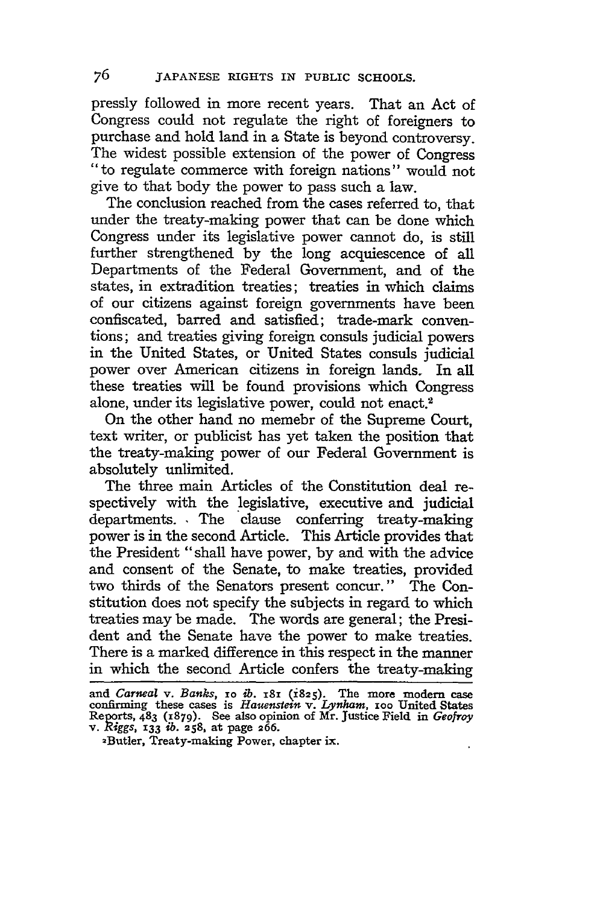pressly followed in more recent years. That an Act of Congress could not regulate the right of foreigners to purchase and hold land in a State is beyond controversy. The widest possible extension of the power of Congress "to regulate commerce with foreign nations" would not give to that body the power to pass such a law.

The conclusion reached from the cases referred to, that under the treaty-making power that can be done which Congress under its legislative power cannot do, is still further strengthened by the long acquiescence of all Departments of the Federal Government, and of the states, in extradition treaties; treaties in which claims of our citizens against foreign governments have been confiscated, barred and satisfied; trade-mark conventions; and treaties giving foreign consuls judicial powers in the United States, or United States consuls judicial power over American citizens in foreign lands. In all these treaties will be found provisions which Congress alone, under its legislative power, could not enact.[2]

On the other hand no memebr of the Supreme Court, text writer, or publicist has yet taken the position that the treaty-making power of our Federal Government is absolutely unlimited.

The three main Articles of the Constitution deal respectively with the legislative, executive and judicial departments. The clause conferring treaty-making power is in the second Article. This Article provides that the President "shall have power, by and with the advice and consent of the Senate, to make treaties, provided two thirds of the Senators present concur." The Constitution does not specify the subjects in regard to which treaties may be made. The words are general; the President and the Senate have the power to make treaties. There is a marked difference in this respect in the manner in which the second Article confers the treaty-making

---

and *Carneal* v. *Banks*, 10 *ib.* 181 (1825). The more modern case confirming these cases is *Hauenstein* v. *Lynham*, 100 United States Reports, 483 (1879). See also opinion of Mr. Justice Field in *Geofroy* v. *Riggs*, 133 *ib.* 258, at page 266.

[2]Butler, Treaty-making Power, chapter ix.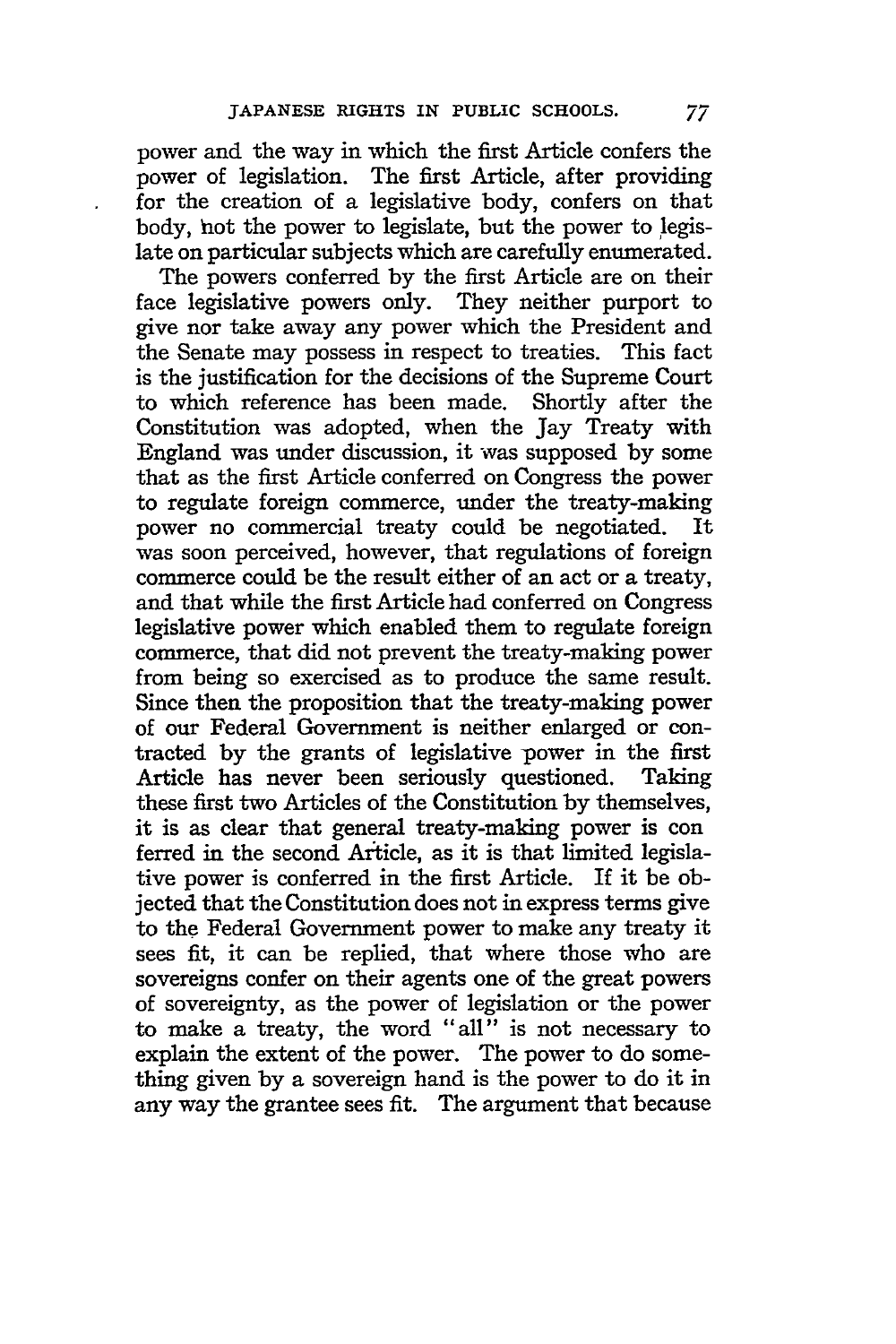power and the way in which the first Article confers the power of legislation. The first Article, after providing for the creation of a legislative body, confers on that body, not the power to legislate, but the power to legislate on particular subjects which are carefully enumerated.

The powers conferred by the first Article are on their face legislative powers only. They neither purport to give nor take away any power which the President and the Senate may possess in respect to treaties. This fact is the justification for the decisions of the Supreme Court to which reference has been made. Shortly after the Constitution was adopted, when the Jay Treaty with England was under discussion, it was supposed by some that as the first Article conferred on Congress the power to regulate foreign commerce, under the treaty-making power no commercial treaty could be negotiated. It was soon perceived, however, that regulations of foreign commerce could be the result either of an act or a treaty, and that while the first Article had conferred on Congress legislative power which enabled them to regulate foreign commerce, that did not prevent the treaty-making power from being so exercised as to produce the same result. Since then the proposition that the treaty-making power of our Federal Government is neither enlarged or contracted by the grants of legislative power in the first Article has never been seriously questioned. Taking these first two Articles of the Constitution by themselves, it is as clear that general treaty-making power is conferred in the second Article, as it is that limited legislative power is conferred in the first Article. If it be objected that the Constitution does not in express terms give to the Federal Government power to make any treaty it sees fit, it can be replied, that where those who are sovereigns confer on their agents one of the great powers of sovereignty, as the power of legislation or the power to make a treaty, the word "all" is not necessary to explain the extent of the power. The power to do something given by a sovereign hand is the power to do it in any way the grantee sees fit. The argument that because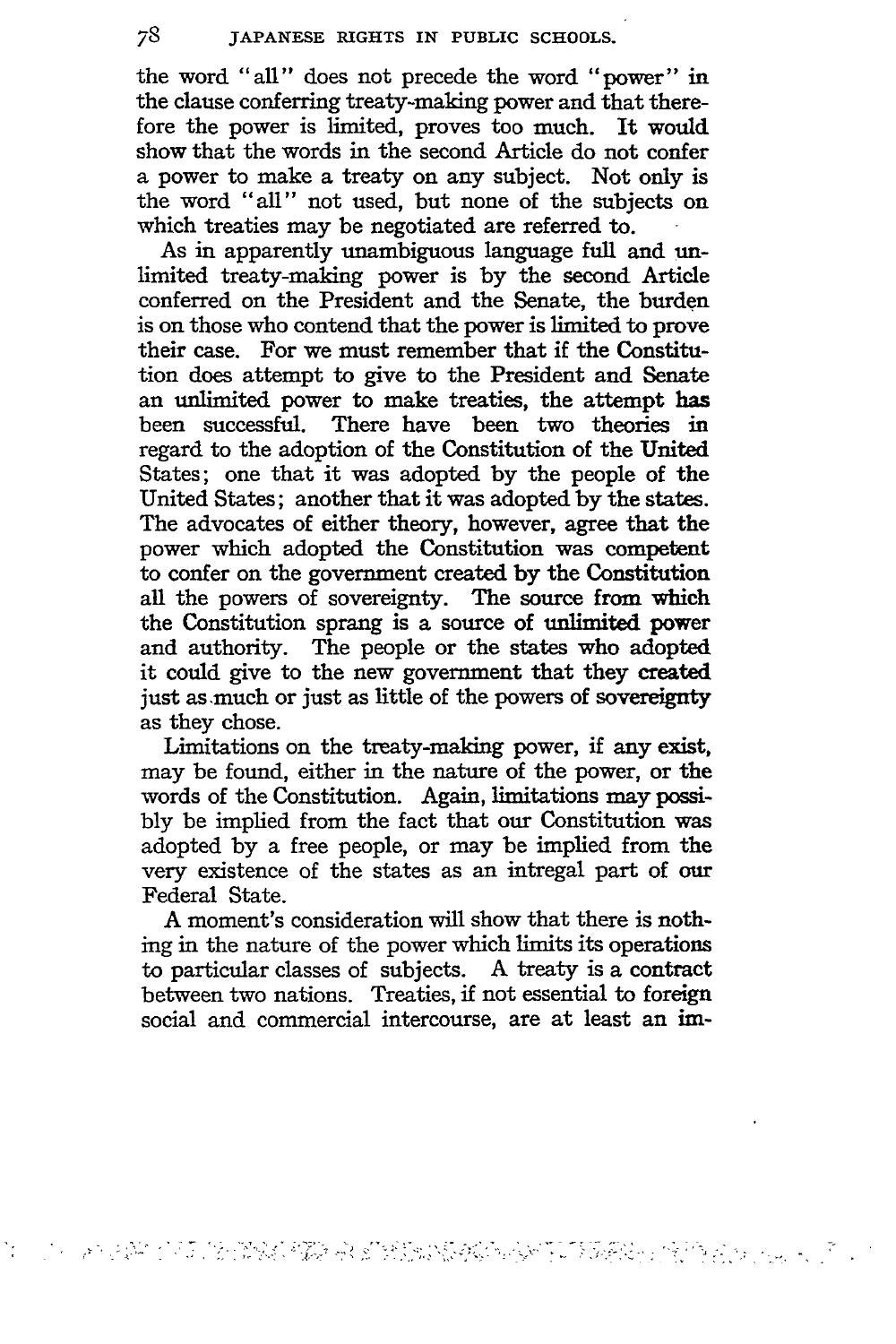the word "all" does not precede the word "power" in the clause conferring treaty-making power and that therefore the power is limited, proves too much. It would show that the words in the second Article do not confer a power to make a treaty on any subject. Not only is the word "all" not used, but none of the subjects on which treaties may be negotiated are referred to.

As in apparently unambiguous language full and unlimited treaty-making power is by the second Article conferred on the President and the Senate, the burden is on those who contend that the power is limited to prove their case. For we must remember that if the Constitution does attempt to give to the President and Senate an unlimited power to make treaties, the attempt has been successful. There have been two theories in regard to the adoption of the Constitution of the United States; one that it was adopted by the people of the United States; another that it was adopted by the states. The advocates of either theory, however, agree that the power which adopted the Constitution was competent to confer on the government created by the Constitution all the powers of sovereignty. The source from which the Constitution sprang is a source of unlimited power and authority. The people or the states who adopted it could give to the new government that they created just as much or just as little of the powers of sovereignty as they chose.

Limitations on the treaty-making power, if any exist, may be found, either in the nature of the power, or the words of the Constitution. Again, limitations may possibly be implied from the fact that our Constitution was adopted by a free people, or may be implied from the very existence of the states as an intregal part of our Federal State.

A moment's consideration will show that there is nothing in the nature of the power which limits its operations to particular classes of subjects. A treaty is a contract between two nations. Treaties, if not essential to foreign social and commercial intercourse, are at least an im-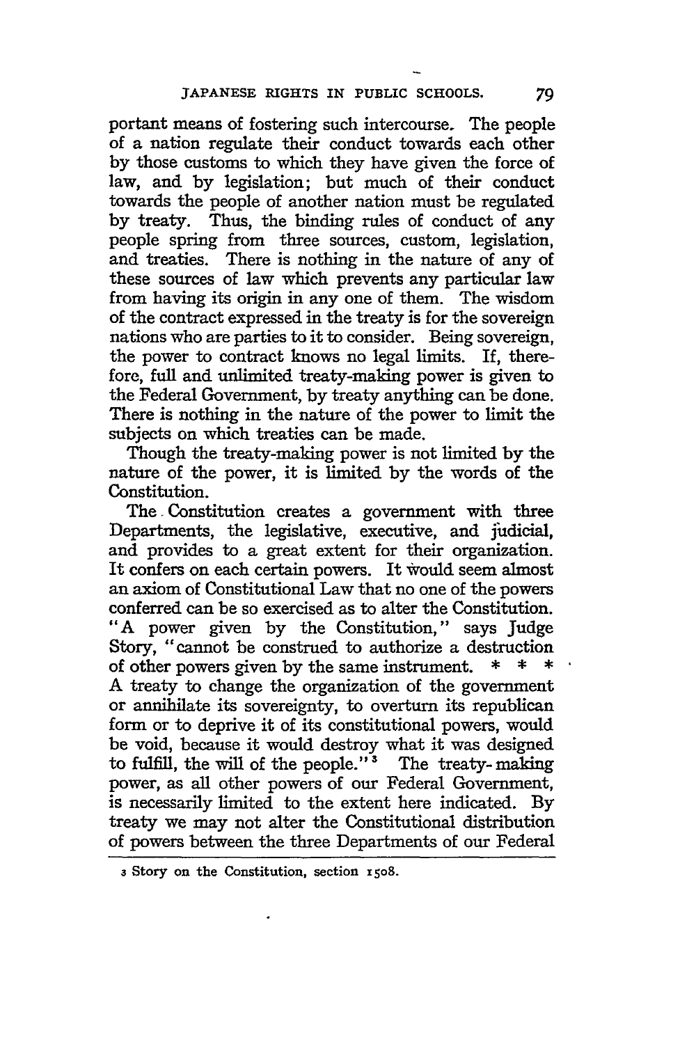portant means of fostering such intercourse. The people of a nation regulate their conduct towards each other by those customs to which they have given the force of law, and by legislation; but much of their conduct towards the people of another nation must be regulated by treaty. Thus, the binding rules of conduct of any people spring from three sources, custom, legislation, and treaties. There is nothing in the nature of any of these sources of law which prevents any particular law from having its origin in any one of them. The wisdom of the contract expressed in the treaty is for the sovereign nations who are parties to it to consider. Being sovereign, the power to contract knows no legal limits. If, therefore, full and unlimited treaty-making power is given to the Federal Government, by treaty anything can be done. There is nothing in the nature of the power to limit the subjects on which treaties can be made.

Though the treaty-making power is not limited by the nature of the power, it is limited by the words of the Constitution.

The Constitution creates a government with three Departments, the legislative, executive, and judicial, and provides to a great extent for their organization. It confers on each certain powers. It would seem almost an axiom of Constitutional Law that no one of the powers conferred can be so exercised as to alter the Constitution. "A power given by the Constitution," says Judge Story, "cannot be construed to authorize a destruction of other powers given by the same instrument. * * * A treaty to change the organization of the government or annihilate its sovereignty, to overturn its republican form or to deprive it of its constitutional powers, would be void, because it would destroy what it was designed to fulfill, the will of the people."[3] The treaty-making power, as all other powers of our Federal Government, is necessarily limited to the extent here indicated. By treaty we may not alter the Constitutional distribution of powers between the three Departments of our Federal

---

[3] Story on the Constitution, section 1508.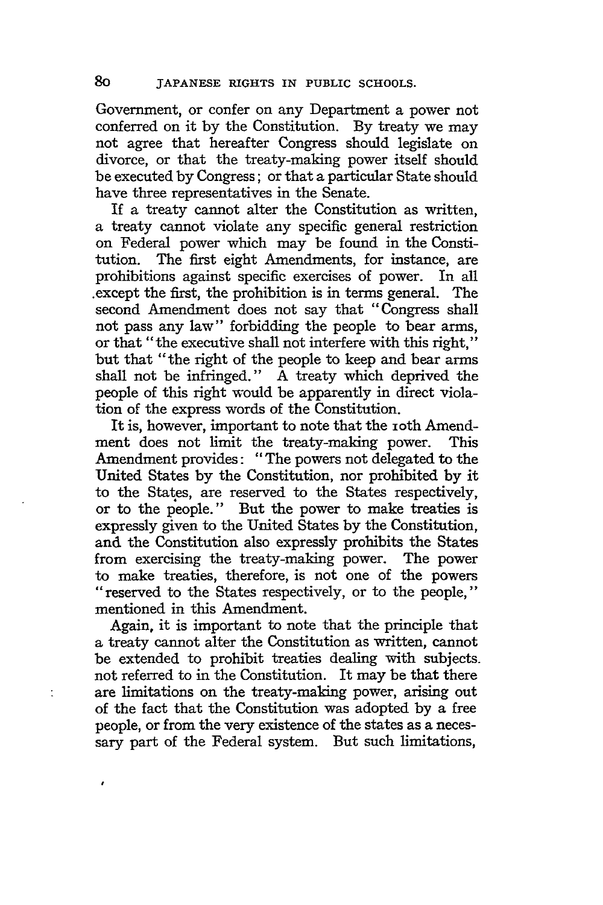Government, or confer on any Department a power not conferred on it by the Constitution. By treaty we may not agree that hereafter Congress should legislate on divorce, or that the treaty-making power itself should be executed by Congress; or that a particular State should have three representatives in the Senate.

If a treaty cannot alter the Constitution as written, a treaty cannot violate any specific general restriction on Federal power which may be found in the Constitution. The first eight Amendments, for instance, are prohibitions against specific exercises of power. In all except the first, the prohibition is in terms general. The second Amendment does not say that "Congress shall not pass any law" forbidding the people to bear arms, or that "the executive shall not interfere with this right," but that "the right of the people to keep and bear arms shall not be infringed." A treaty which deprived the people of this right would be apparently in direct violation of the express words of the Constitution.

It is, however, important to note that the 10th Amendment does not limit the treaty-making power. This Amendment provides: "The powers not delegated to the United States by the Constitution, nor prohibited by it to the States, are reserved to the States respectively, or to the people." But the power to make treaties is expressly given to the United States by the Constitution, and the Constitution also expressly prohibits the States from exercising the treaty-making power. The power to make treaties, therefore, is not one of the powers "reserved to the States respectively, or to the people," mentioned in this Amendment.

Again, it is important to note that the principle that a treaty cannot alter the Constitution as written, cannot be extended to prohibit treaties dealing with subjects not referred to in the Constitution. It may be that there are limitations on the treaty-making power, arising out of the fact that the Constitution was adopted by a free people, or from the very existence of the states as a necessary part of the Federal system. But such limitations,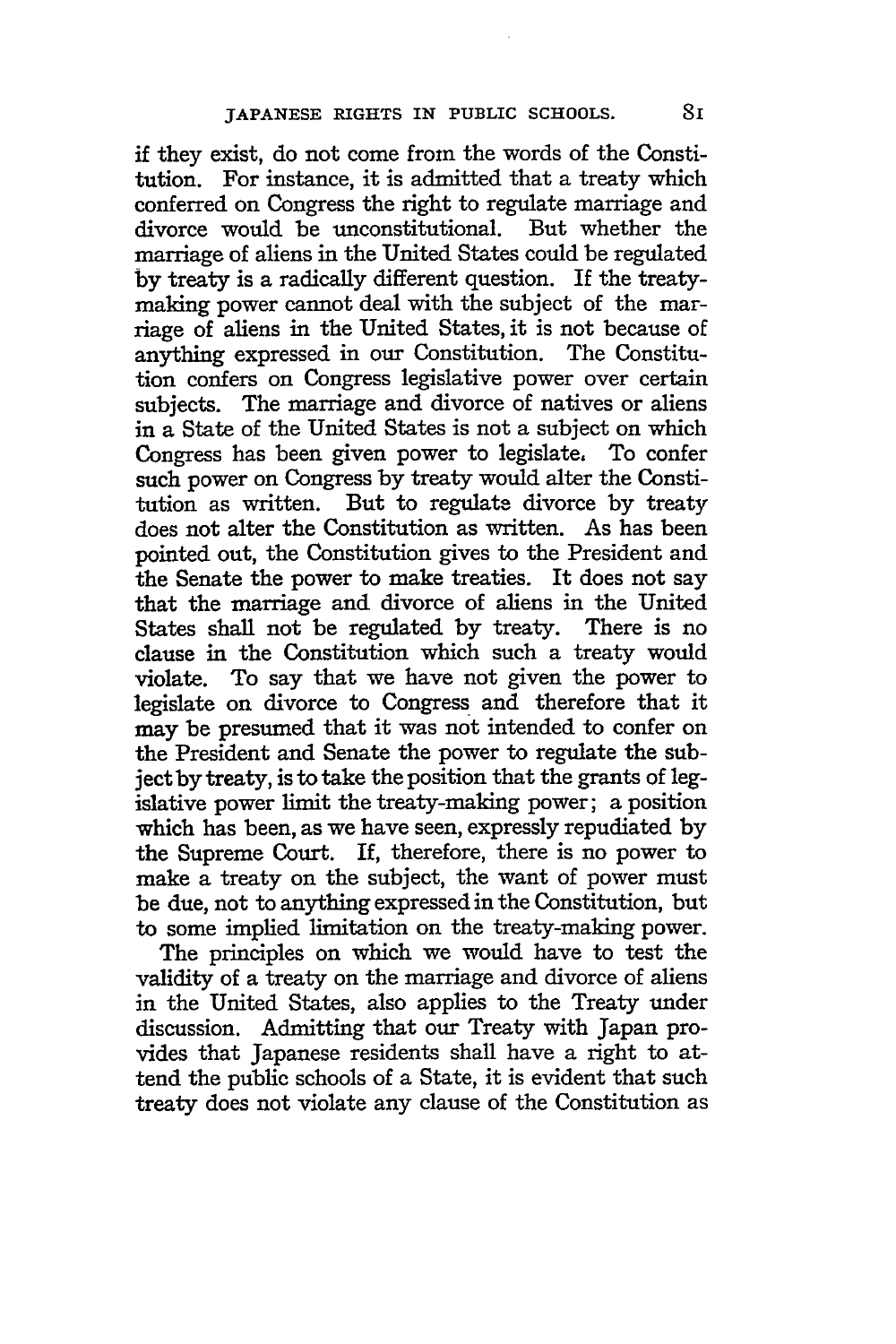if they exist, do not come from the words of the Constitution. For instance, it is admitted that a treaty which conferred on Congress the right to regulate marriage and divorce would be unconstitutional. But whether the marriage of aliens in the United States could be regulated by treaty is a radically different question. If the treaty-making power cannot deal with the subject of the marriage of aliens in the United States, it is not because of anything expressed in our Constitution. The Constitution confers on Congress legislative power over certain subjects. The marriage and divorce of natives or aliens in a State of the United States is not a subject on which Congress has been given power to legislate. To confer such power on Congress by treaty would alter the Constitution as written. But to regulate divorce by treaty does not alter the Constitution as written. As has been pointed out, the Constitution gives to the President and the Senate the power to make treaties. It does not say that the marriage and divorce of aliens in the United States shall not be regulated by treaty. There is no clause in the Constitution which such a treaty would violate. To say that we have not given the power to legislate on divorce to Congress and therefore that it may be presumed that it was not intended to confer on the President and Senate the power to regulate the subject by treaty, is to take the position that the grants of legislative power limit the treaty-making power; a position which has been, as we have seen, expressly repudiated by the Supreme Court. If, therefore, there is no power to make a treaty on the subject, the want of power must be due, not to anything expressed in the Constitution, but to some implied limitation on the treaty-making power.

The principles on which we would have to test the validity of a treaty on the marriage and divorce of aliens in the United States, also applies to the Treaty under discussion. Admitting that our Treaty with Japan provides that Japanese residents shall have a right to attend the public schools of a State, it is evident that such treaty does not violate any clause of the Constitution as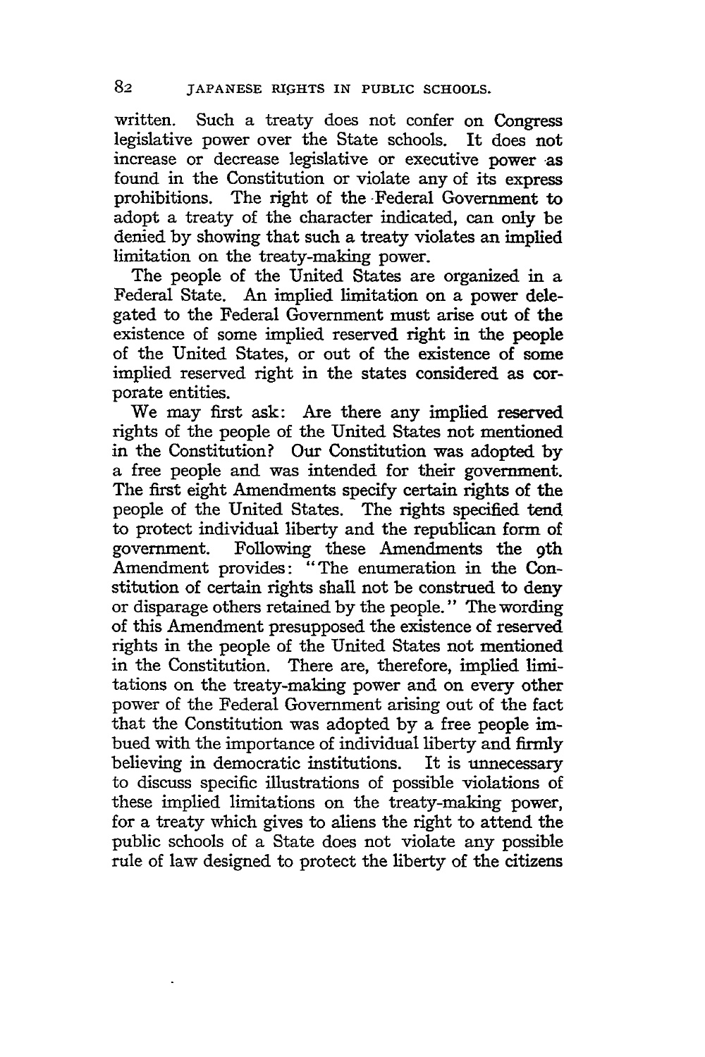written. Such a treaty does not confer on Congress legislative power over the State schools. It does not increase or decrease legislative or executive power as found in the Constitution or violate any of its express prohibitions. The right of the Federal Government to adopt a treaty of the character indicated, can only be denied by showing that such a treaty violates an implied limitation on the treaty-making power.

The people of the United States are organized in a Federal State. An implied limitation on a power delegated to the Federal Government must arise out of the existence of some implied reserved right in the people of the United States, or out of the existence of some implied reserved right in the states considered as corporate entities.

We may first ask: Are there any implied reserved rights of the people of the United States not mentioned in the Constitution? Our Constitution was adopted by a free people and was intended for their government. The first eight Amendments specify certain rights of the people of the United States. The rights specified tend to protect individual liberty and the republican form of government. Following these Amendments the 9th Amendment provides: "The enumeration in the Constitution of certain rights shall not be construed to deny or disparage others retained by the people." The wording of this Amendment presupposed the existence of reserved rights in the people of the United States not mentioned in the Constitution. There are, therefore, implied limitations on the treaty-making power and on every other power of the Federal Government arising out of the fact that the Constitution was adopted by a free people imbued with the importance of individual liberty and firmly believing in democratic institutions. It is unnecessary to discuss specific illustrations of possible violations of these implied limitations on the treaty-making power, for a treaty which gives to aliens the right to attend the public schools of a State does not violate any possible rule of law designed to protect the liberty of the citizens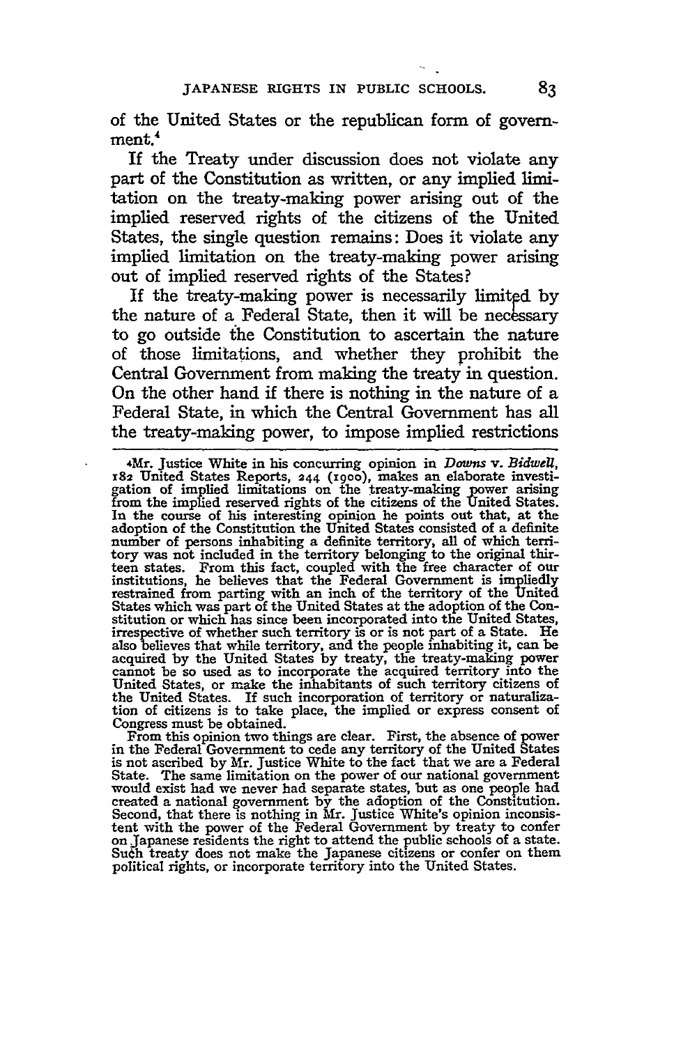of the United States or the republican form of government.[4]

If the Treaty under discussion does not violate any part of the Constitution as written, or any implied limitation on the treaty-making power arising out of the implied reserved rights of the citizens of the United States, the single question remains: Does it violate any implied limitation on the treaty-making power arising out of implied reserved rights of the States?

If the treaty-making power is necessarily limited by the nature of a Federal State, then it will be necessary to go outside the Constitution to ascertain the nature of those limitations, and whether they prohibit the Central Government from making the treaty in question. On the other hand if there is nothing in the nature of a Federal State, in which the Central Government has all the treaty-making power, to impose implied restrictions

---

[4]Mr. Justice White in his concurring opinion in *Downs v. Bidwell*, 182 United States Reports, 244 (1900), makes an elaborate investigation of implied limitations on the treaty-making power arising from the implied reserved rights of the citizens of the United States. In the course of his interesting opinion he points out, that, at the adoption of the Constitution the United States consisted of a definite number of persons inhabiting a definite territory, all of which territory was not included in the territory belonging to the original thirteen states. From this fact, coupled with the free character of our institutions, he believes that the Federal Government is impliedly restrained from parting with an inch of the territory of the United States which was part of the United States at the adoption of the Constitution or which has since been incorporated into the United States, irrespective of whether such territory is or is not part of a State. He also believes that while territory, and the people inhabiting it, can be acquired by the United States by treaty, the treaty-making power cannot be so used as to incorporate the acquired territory into the United States, or make the inhabitants of such territory citizens of the United States. If such incorporation of territory or naturalization of citizens is to take place, the implied or express consent of Congress must be obtained.

From this opinion two things are clear. First, the absence of power in the Federal Government to cede any territory of the United States is not ascribed by Mr. Justice White to the fact that we are a Federal State. The same limitation on the power of our national government would exist had we never had separate states, but as one people had created a national government by the adoption of the Constitution. Second, that there is nothing in Mr. Justice White's opinion inconsistent with the power of the Federal Government by treaty to confer on Japanese residents the right to attend the public schools of a state. Such treaty does not make the Japanese citizens or confer on them political rights, or incorporate territory into the United States.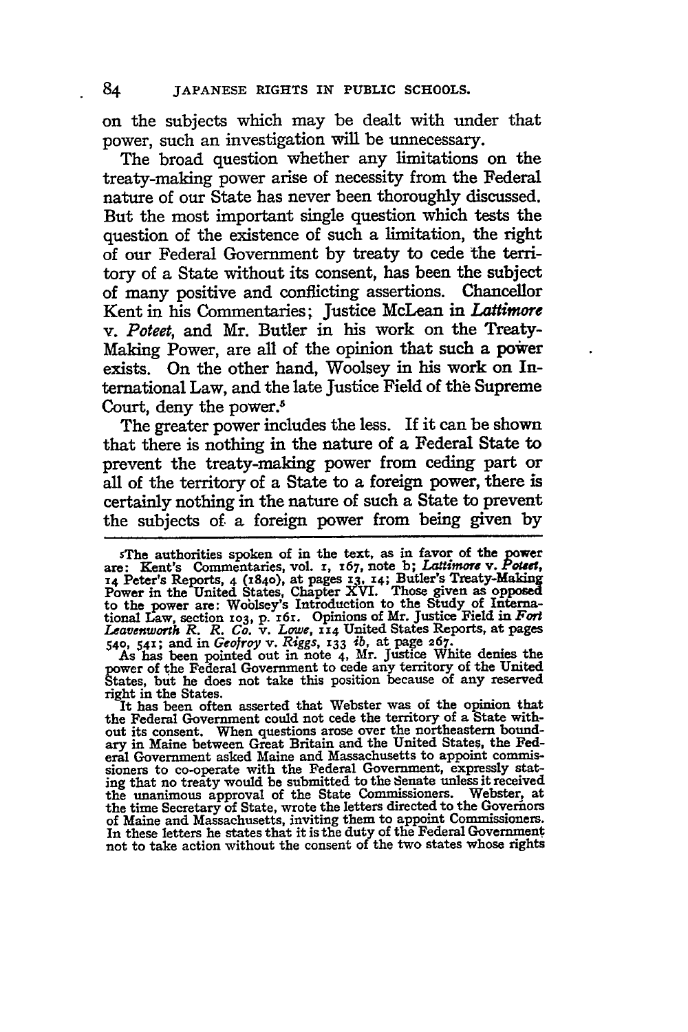on the subjects which may be dealt with under that power, such an investigation will be unnecessary.

The broad question whether any limitations on the treaty-making power arise of necessity from the Federal nature of our State has never been thoroughly discussed. But the most important single question which tests the question of the existence of such a limitation, the right of our Federal Government by treaty to cede the territory of a State without its consent, has been the subject of many positive and conflicting assertions. Chancellor Kent in his Commentaries; Justice McLean in *Lattimore* v. *Poteet*, and Mr. Butler in his work on the Treaty-Making Power, are all of the opinion that such a power exists. On the other hand, Woolsey in his work on International Law, and the late Justice Field of the Supreme Court, deny the power.[5]

The greater power includes the less. If it can be shown that there is nothing in the nature of a Federal State to prevent the treaty-making power from ceding part or all of the territory of a State to a foreign power, there is certainly nothing in the nature of such a State to prevent the subjects of a foreign power from being given by

---

[5]The authorities spoken of in the text, as in favor of the power are: Kent's Commentaries, vol. 1, 167, note b; *Lattimore* v. *Poteet*, 14 Peter's Reports, 4 (1840), at pages 13, 14; Butler's Treaty-Making Power in the United States, Chapter XVI. Those given as opposed to the power are: Woolsey's Introduction to the Study of International Law, section 103, p. 161. Opinions of Mr. Justice Field in *Fort Leavenworth R. R. Co.* v. *Lowe*, 114 United States Reports, at pages 540, 541; and in *Geofroy* v. *Riggs*, 133 *ib*, at page 267.

As has been pointed out in note 4, Mr. Justice White denies the power of the Federal Government to cede any territory of the United States, but he does not take this position because of any reserved right in the States.

It has been often asserted that Webster was of the opinion that the Federal Government could not cede the territory of a State without its consent. When questions arose over the northeastern boundary in Maine between Great Britain and the United States, the Federal Government asked Maine and Massachusetts to appoint commissioners to co-operate with the Federal Government, expressly stating that no treaty would be submitted to the Senate unless it received the unanimous approval of the State Commissioners. Webster, at the time Secretary of State, wrote the letters directed to the Governors of Maine and Massachusetts, inviting them to appoint Commissioners. In these letters he states that it is the duty of the Federal Government not to take action without the consent of the two states whose rights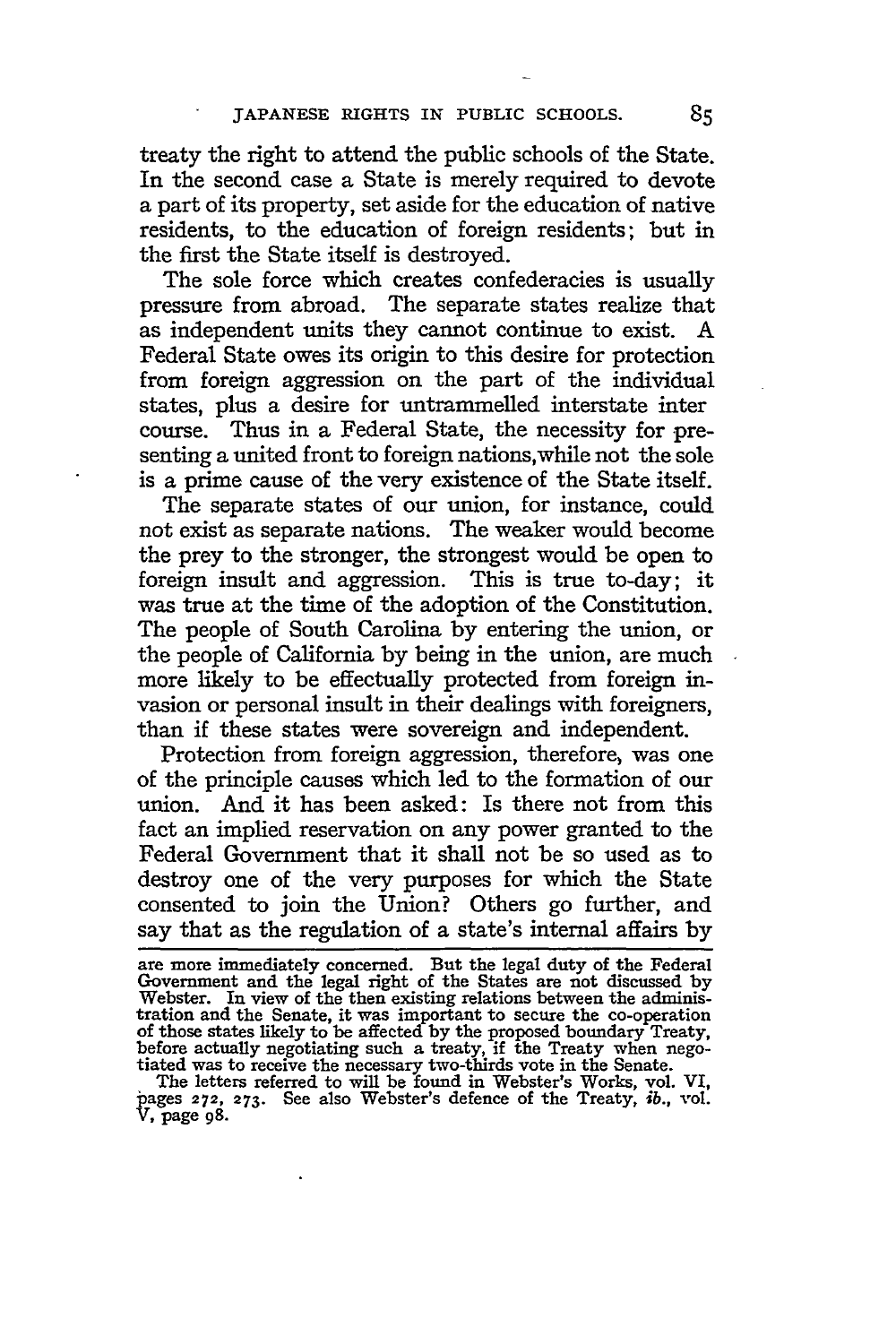treaty the right to attend the public schools of the State. In the second case a State is merely required to devote a part of its property, set aside for the education of native residents, to the education of foreign residents; but in the first the State itself is destroyed.

The sole force which creates confederacies is usually pressure from abroad. The separate states realize that as independent units they cannot continue to exist. A Federal State owes its origin to this desire for protection from foreign aggression on the part of the individual states, plus a desire for untrammelled interstate inter course. Thus in a Federal State, the necessity for presenting a united front to foreign nations, while not the sole is a prime cause of the very existence of the State itself.

The separate states of our union, for instance, could not exist as separate nations. The weaker would become the prey to the stronger, the strongest would be open to foreign insult and aggression. This is true to-day; it was true at the time of the adoption of the Constitution. The people of South Carolina by entering the union, or the people of California by being in the union, are much more likely to be effectually protected from foreign invasion or personal insult in their dealings with foreigners, than if these states were sovereign and independent.

Protection from foreign aggression, therefore, was one of the principle causes which led to the formation of our union. And it has been asked: Is there not from this fact an implied reservation on any power granted to the Federal Government that it shall not be so used as to destroy one of the very purposes for which the State consented to join the Union? Others go further, and say that as the regulation of a state's internal affairs by

---

are more immediately concerned. But the legal duty of the Federal Government and the legal right of the States are not discussed by Webster. In view of the then existing relations between the administration and the Senate, it was important to secure the co-operation of those states likely to be affected by the proposed boundary Treaty, before actually negotiating such a treaty, if the Treaty when negotiated was to receive the necessary two-thirds vote in the Senate.

The letters referred to will be found in Webster's Works, vol. VI, pages 272, 273. See also Webster's defence of the Treaty, *ib.*, vol. V, page 98.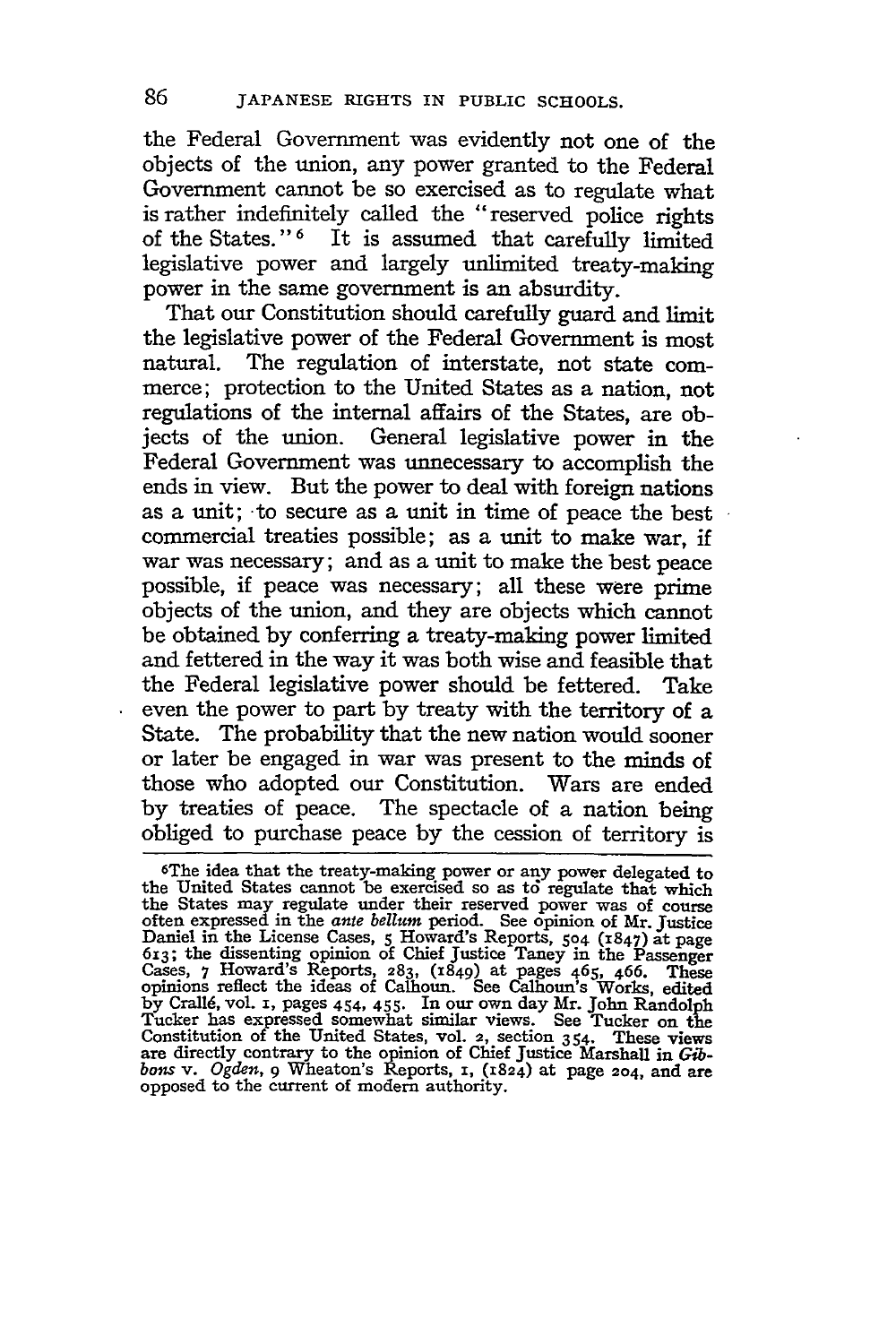the Federal Government was evidently not one of the objects of the union, any power granted to the Federal Government cannot be so exercised as to regulate what is rather indefinitely called the "reserved police rights of the States." [6] It is assumed that carefully limited legislative power and largely unlimited treaty-making power in the same government is an absurdity.

That our Constitution should carefully guard and limit the legislative power of the Federal Government is most natural. The regulation of interstate, not state commerce; protection to the United States as a nation, not regulations of the internal affairs of the States, are objects of the union. General legislative power in the Federal Government was unnecessary to accomplish the ends in view. But the power to deal with foreign nations as a unit; to secure as a unit in time of peace the best commercial treaties possible; as a unit to make war, if war was necessary; and as a unit to make the best peace possible, if peace was necessary; all these were prime objects of the union, and they are objects which cannot be obtained by conferring a treaty-making power limited and fettered in the way it was both wise and feasible that the Federal legislative power should be fettered. Take even the power to part by treaty with the territory of a State. The probability that the new nation would sooner or later be engaged in war was present to the minds of those who adopted our Constitution. Wars are ended by treaties of peace. The spectacle of a nation being obliged to purchase peace by the cession of territory is

[6] The idea that the treaty-making power or any power delegated to the United States cannot be exercised so as to regulate that which the States may regulate under their reserved power was of course often expressed in the *ante bellum* period. See opinion of Mr. Justice Daniel in the License Cases, 5 Howard's Reports, 504 (1847) at page 613; the dissenting opinion of Chief Justice Taney in the Passenger Cases, 7 Howard's Reports, 283, (1849) at pages 465, 466. These opinions reflect the ideas of Calhoun. See Calhoun's Works, edited by Crallé, vol. 1, pages 454, 455. In our own day Mr. John Randolph Tucker has expressed somewhat similar views. See Tucker on the Constitution of the United States, vol. 2, section 354. These views are directly contrary to the opinion of Chief Justice Marshall in *Gibbons* v. *Ogden*, 9 Wheaton's Reports, 1, (1824) at page 204, and are opposed to the current of modern authority.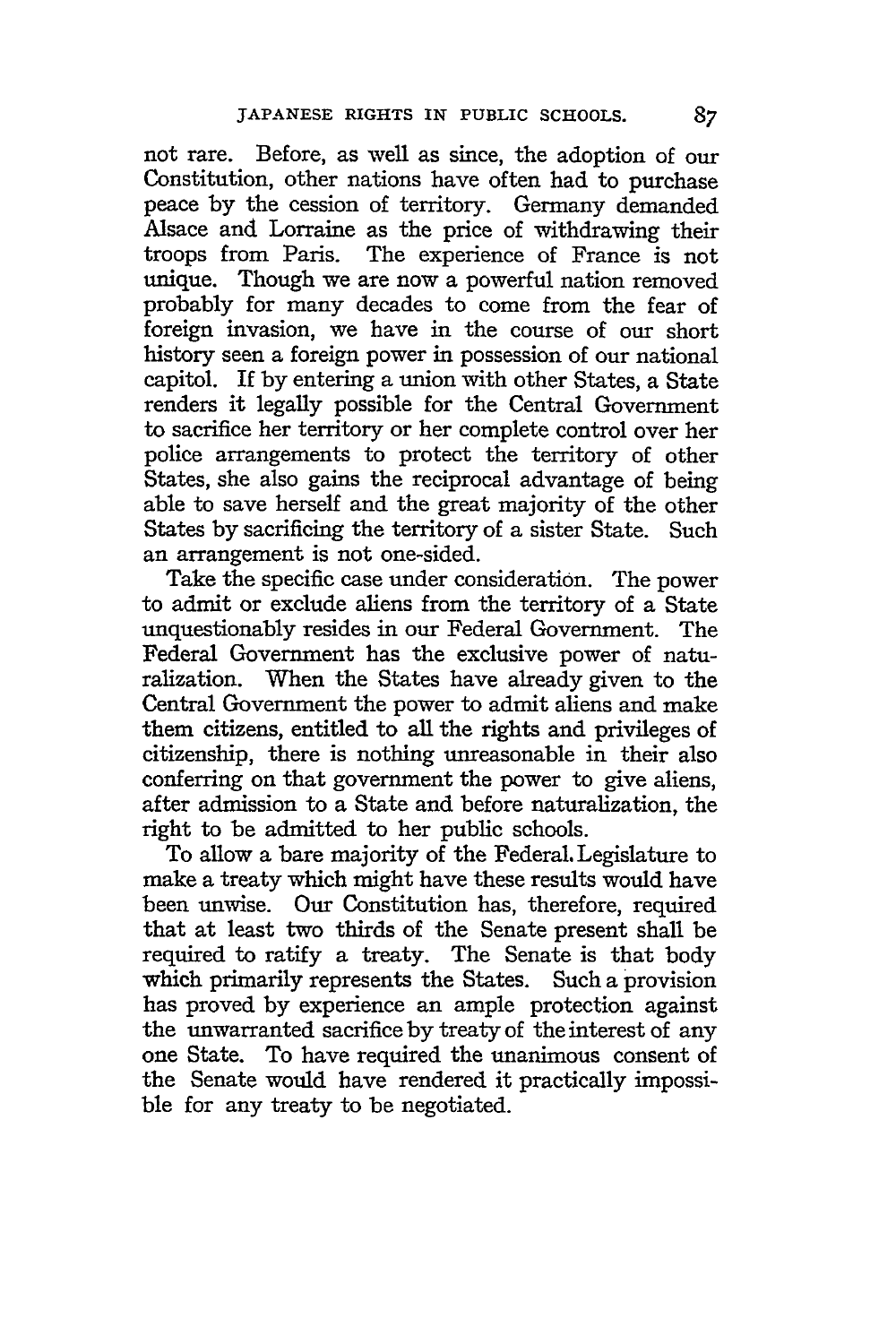not rare. Before, as well as since, the adoption of our Constitution, other nations have often had to purchase peace by the cession of territory. Germany demanded Alsace and Lorraine as the price of withdrawing their troops from Paris. The experience of France is not unique. Though we are now a powerful nation removed probably for many decades to come from the fear of foreign invasion, we have in the course of our short history seen a foreign power in possession of our national capitol. If by entering a union with other States, a State renders it legally possible for the Central Government to sacrifice her territory or her complete control over her police arrangements to protect the territory of other States, she also gains the reciprocal advantage of being able to save herself and the great majority of the other States by sacrificing the territory of a sister State. Such an arrangement is not one-sided.

Take the specific case under consideration. The power to admit or exclude aliens from the territory of a State unquestionably resides in our Federal Government. The Federal Government has the exclusive power of naturalization. When the States have already given to the Central Government the power to admit aliens and make them citizens, entitled to all the rights and privileges of citizenship, there is nothing unreasonable in their also conferring on that government the power to give aliens, after admission to a State and before naturalization, the right to be admitted to her public schools.

To allow a bare majority of the Federal Legislature to make a treaty which might have these results would have been unwise. Our Constitution has, therefore, required that at least two thirds of the Senate present shall be required to ratify a treaty. The Senate is that body which primarily represents the States. Such a provision has proved by experience an ample protection against the unwarranted sacrifice by treaty of the interest of any one State. To have required the unanimous consent of the Senate would have rendered it practically impossible for any treaty to be negotiated.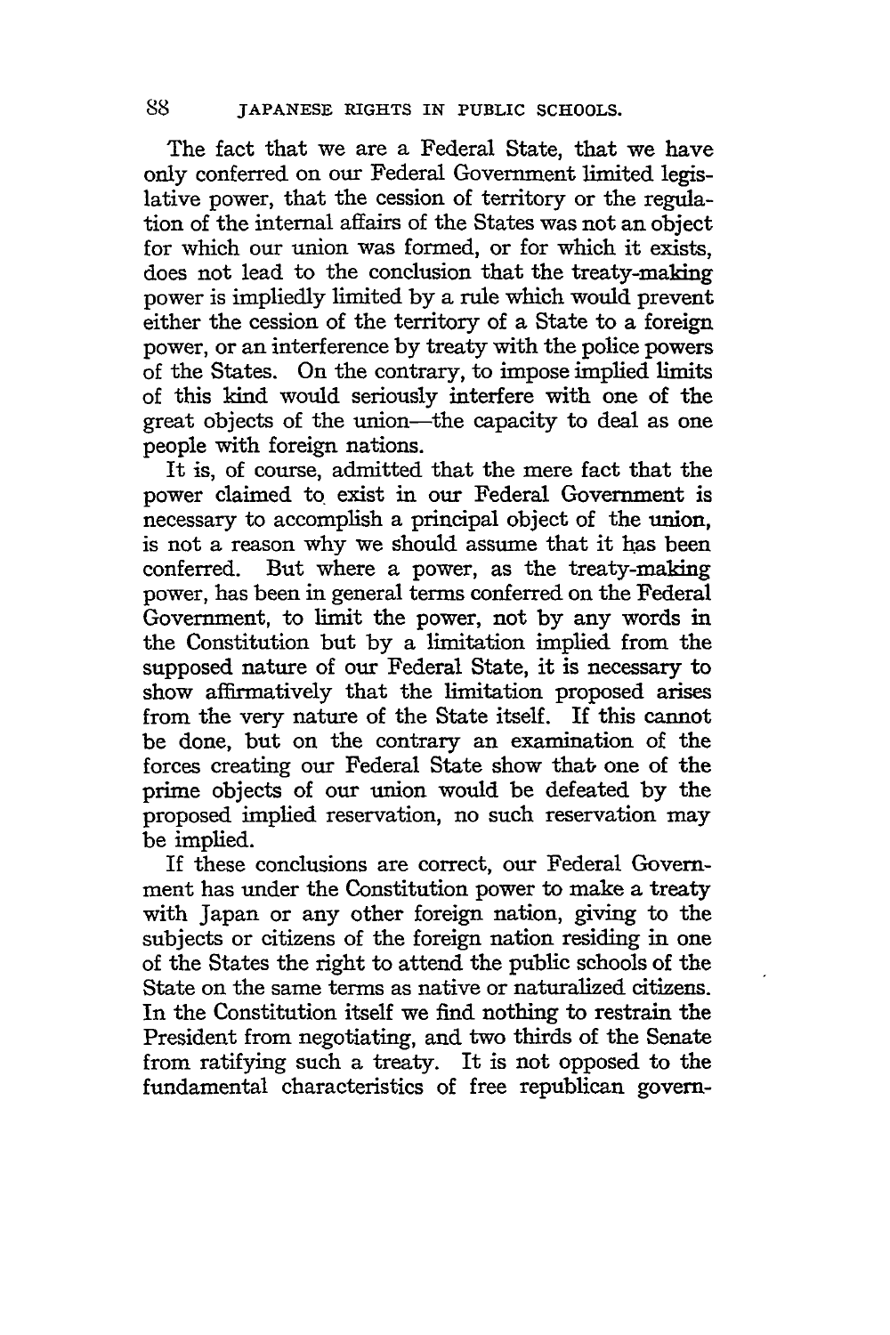The fact that we are a Federal State, that we have only conferred on our Federal Government limited legislative power, that the cession of territory or the regulation of the internal affairs of the States was not an object for which our union was formed, or for which it exists, does not lead to the conclusion that the treaty-making power is impliedly limited by a rule which would prevent either the cession of the territory of a State to a foreign power, or an interference by treaty with the police powers of the States. On the contrary, to impose implied limits of this kind would seriously interfere with one of the great objects of the union—the capacity to deal as one people with foreign nations.

It is, of course, admitted that the mere fact that the power claimed to exist in our Federal Government is necessary to accomplish a principal object of the union, is not a reason why we should assume that it has been conferred. But where a power, as the treaty-making power, has been in general terms conferred on the Federal Government, to limit the power, not by any words in the Constitution but by a limitation implied from the supposed nature of our Federal State, it is necessary to show affirmatively that the limitation proposed arises from the very nature of the State itself. If this cannot be done, but on the contrary an examination of the forces creating our Federal State show that one of the prime objects of our union would be defeated by the proposed implied reservation, no such reservation may be implied.

If these conclusions are correct, our Federal Government has under the Constitution power to make a treaty with Japan or any other foreign nation, giving to the subjects or citizens of the foreign nation residing in one of the States the right to attend the public schools of the State on the same terms as native or naturalized citizens. In the Constitution itself we find nothing to restrain the President from negotiating, and two thirds of the Senate from ratifying such a treaty. It is not opposed to the fundamental characteristics of free republican govern-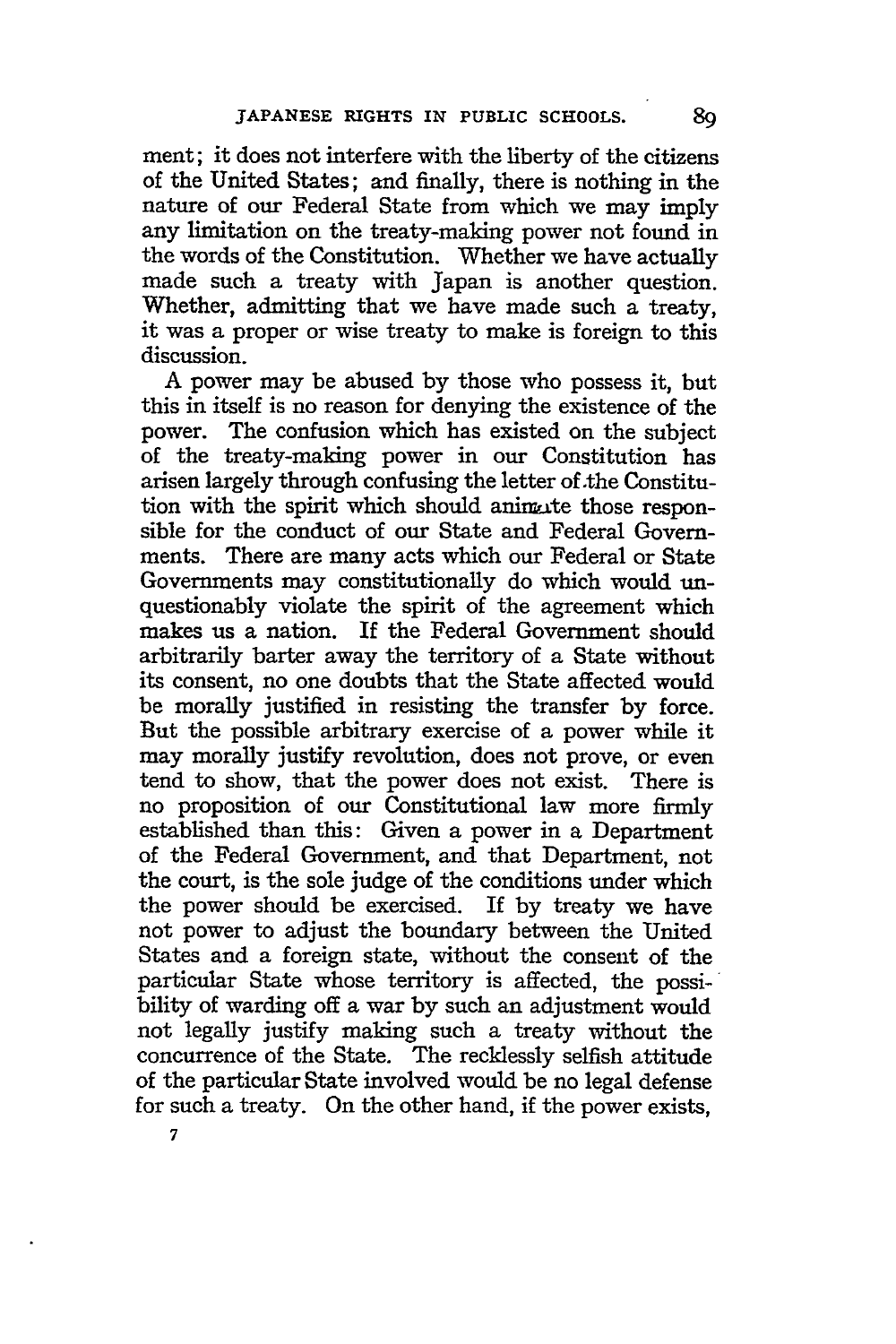ment; it does not interfere with the liberty of the citizens of the United States; and finally, there is nothing in the nature of our Federal State from which we may imply any limitation on the treaty-making power not found in the words of the Constitution. Whether we have actually made such a treaty with Japan is another question. Whether, admitting that we have made such a treaty, it was a proper or wise treaty to make is foreign to this discussion.

A power may be abused by those who possess it, but this in itself is no reason for denying the existence of the power. The confusion which has existed on the subject of the treaty-making power in our Constitution has arisen largely through confusing the letter of the Constitution with the spirit which should animate those responsible for the conduct of our State and Federal Governments. There are many acts which our Federal or State Governments may constitutionally do which would unquestionably violate the spirit of the agreement which makes us a nation. If the Federal Government should arbitrarily barter away the territory of a State without its consent, no one doubts that the State affected would be morally justified in resisting the transfer by force. But the possible arbitrary exercise of a power while it may morally justify revolution, does not prove, or even tend to show, that the power does not exist. There is no proposition of our Constitutional law more firmly established than this: Given a power in a Department of the Federal Government, and that Department, not the court, is the sole judge of the conditions under which the power should be exercised. If by treaty we have not power to adjust the boundary between the United States and a foreign state, without the consent of the particular State whose territory is affected, the possibility of warding off a war by such an adjustment would not legally justify making such a treaty without the concurrence of the State. The recklessly selfish attitude of the particular State involved would be no legal defense for such a treaty. On the other hand, if the power exists,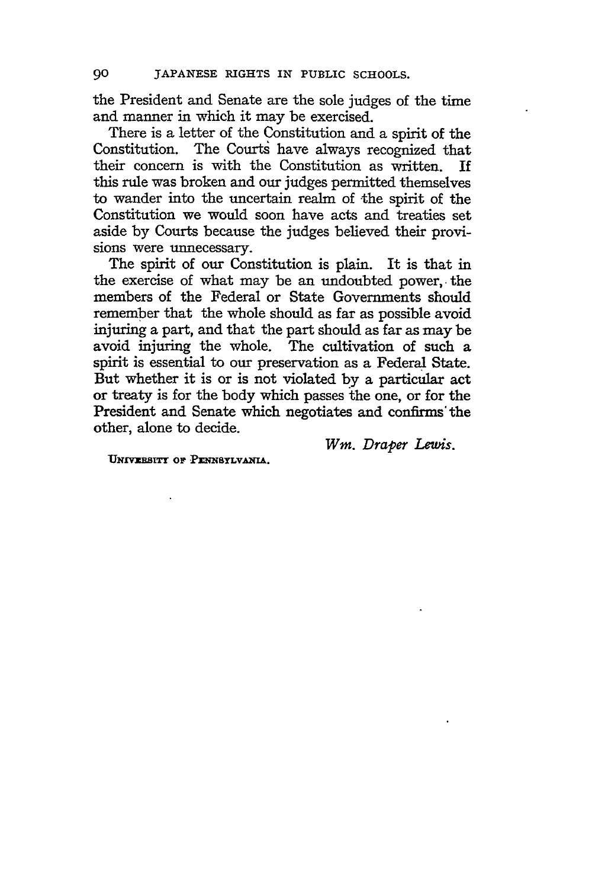the President and Senate are the sole judges of the time and manner in which it may be exercised.

There is a letter of the Constitution and a spirit of the Constitution. The Courts have always recognized that their concern is with the Constitution as written. If this rule was broken and our judges permitted themselves to wander into the uncertain realm of the spirit of the Constitution we would soon have acts and treaties set aside by Courts because the judges believed their provisions were unnecessary.

The spirit of our Constitution is plain. It is that in the exercise of what may be an undoubted power, the members of the Federal or State Governments should remember that the whole should as far as possible avoid injuring a part, and that the part should as far as may be avoid injuring the whole. The cultivation of such a spirit is essential to our preservation as a Federal State. But whether it is or is not violated by a particular act or treaty is for the body which passes the one, or for the President and Senate which negotiates and confirms the other, alone to decide.

*Wm. Draper Lewis.*

UNIVERSITY OF PENNSYLVANIA.